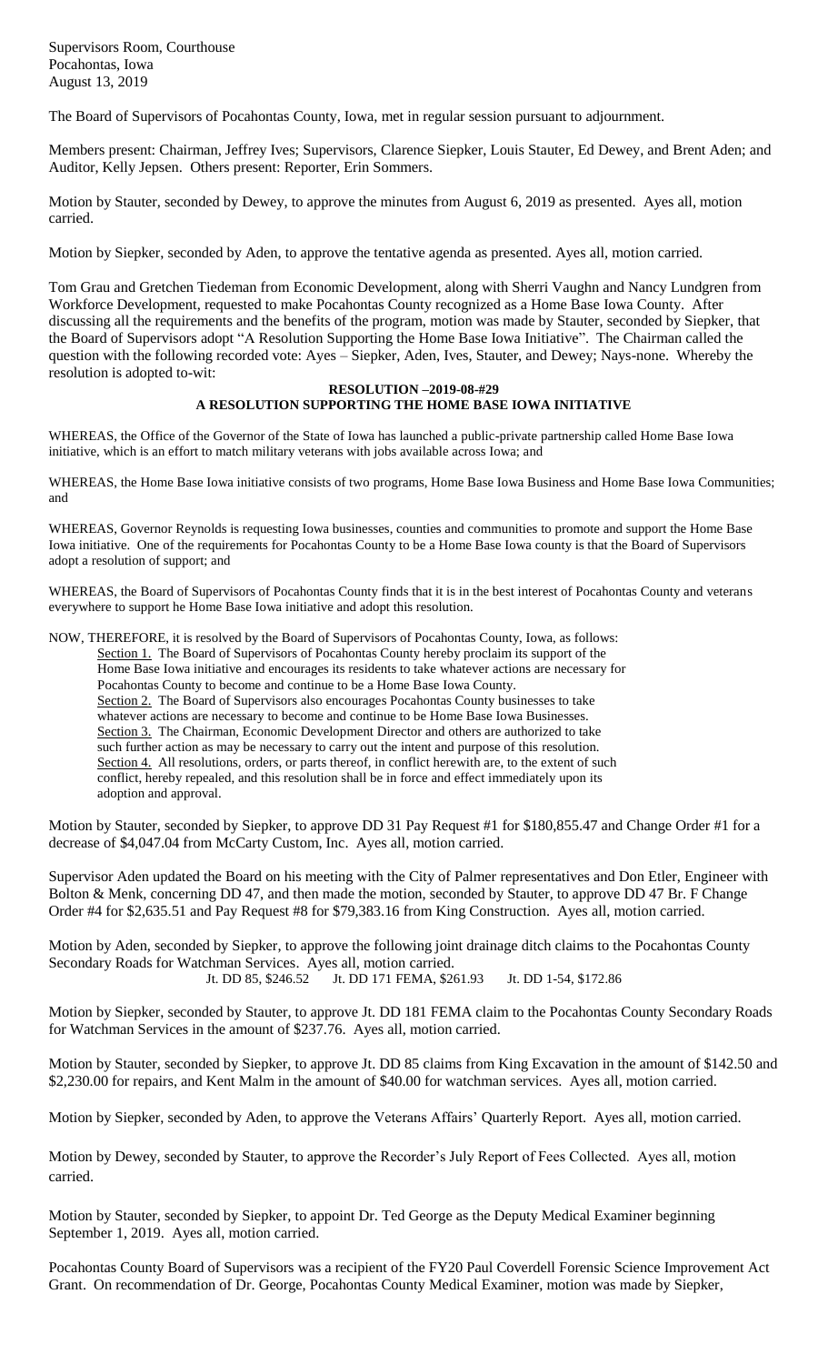Supervisors Room, Courthouse
Pocahontas, Iowa
August 13, 2019

The Board of Supervisors of Pocahontas County, Iowa, met in regular session pursuant to adjournment.

Members present: Chairman, Jeffrey Ives; Supervisors, Clarence Siepker, Louis Stauter, Ed Dewey, and Brent Aden; and Auditor, Kelly Jepsen. Others present: Reporter, Erin Sommers.

Motion by Stauter, seconded by Dewey, to approve the minutes from August 6, 2019 as presented. Ayes all, motion carried.

Motion by Siepker, seconded by Aden, to approve the tentative agenda as presented. Ayes all, motion carried.

Tom Grau and Gretchen Tiedeman from Economic Development, along with Sherri Vaughn and Nancy Lundgren from Workforce Development, requested to make Pocahontas County recognized as a Home Base Iowa County. After discussing all the requirements and the benefits of the program, motion was made by Stauter, seconded by Siepker, that the Board of Supervisors adopt "A Resolution Supporting the Home Base Iowa Initiative". The Chairman called the question with the following recorded vote: Ayes – Siepker, Aden, Ives, Stauter, and Dewey; Nays-none. Whereby the resolution is adopted to-wit:

**RESOLUTION –2019-08-#29**
**A RESOLUTION SUPPORTING THE HOME BASE IOWA INITIATIVE**

WHEREAS, the Office of the Governor of the State of Iowa has launched a public-private partnership called Home Base Iowa initiative, which is an effort to match military veterans with jobs available across Iowa; and

WHEREAS, the Home Base Iowa initiative consists of two programs, Home Base Iowa Business and Home Base Iowa Communities; and

WHEREAS, Governor Reynolds is requesting Iowa businesses, counties and communities to promote and support the Home Base Iowa initiative. One of the requirements for Pocahontas County to be a Home Base Iowa county is that the Board of Supervisors adopt a resolution of support; and

WHEREAS, the Board of Supervisors of Pocahontas County finds that it is in the best interest of Pocahontas County and veterans everywhere to support he Home Base Iowa initiative and adopt this resolution.

NOW, THEREFORE, it is resolved by the Board of Supervisors of Pocahontas County, Iowa, as follows:

Section 1. The Board of Supervisors of Pocahontas County hereby proclaim its support of the Home Base Iowa initiative and encourages its residents to take whatever actions are necessary for Pocahontas County to become and continue to be a Home Base Iowa County.

Section 2. The Board of Supervisors also encourages Pocahontas County businesses to take whatever actions are necessary to become and continue to be Home Base Iowa Businesses.

Section 3. The Chairman, Economic Development Director and others are authorized to take such further action as may be necessary to carry out the intent and purpose of this resolution.

Section 4. All resolutions, orders, or parts thereof, in conflict herewith are, to the extent of such conflict, hereby repealed, and this resolution shall be in force and effect immediately upon its adoption and approval.

Motion by Stauter, seconded by Siepker, to approve DD 31 Pay Request #1 for $180,855.47 and Change Order #1 for a decrease of $4,047.04 from McCarty Custom, Inc. Ayes all, motion carried.

Supervisor Aden updated the Board on his meeting with the City of Palmer representatives and Don Etler, Engineer with Bolton & Menk, concerning DD 47, and then made the motion, seconded by Stauter, to approve DD 47 Br. F Change Order #4 for $2,635.51 and Pay Request #8 for $79,383.16 from King Construction. Ayes all, motion carried.

Motion by Aden, seconded by Siepker, to approve the following joint drainage ditch claims to the Pocahontas County Secondary Roads for Watchman Services. Ayes all, motion carried.

Jt. DD 85, $246.52    Jt. DD 171 FEMA, $261.93    Jt. DD 1-54, $172.86

Motion by Siepker, seconded by Stauter, to approve Jt. DD 181 FEMA claim to the Pocahontas County Secondary Roads for Watchman Services in the amount of $237.76. Ayes all, motion carried.

Motion by Stauter, seconded by Siepker, to approve Jt. DD 85 claims from King Excavation in the amount of $142.50 and $2,230.00 for repairs, and Kent Malm in the amount of $40.00 for watchman services. Ayes all, motion carried.

Motion by Siepker, seconded by Aden, to approve the Veterans Affairs' Quarterly Report. Ayes all, motion carried.

Motion by Dewey, seconded by Stauter, to approve the Recorder's July Report of Fees Collected. Ayes all, motion carried.

Motion by Stauter, seconded by Siepker, to appoint Dr. Ted George as the Deputy Medical Examiner beginning September 1, 2019. Ayes all, motion carried.

Pocahontas County Board of Supervisors was a recipient of the FY20 Paul Coverdell Forensic Science Improvement Act Grant. On recommendation of Dr. George, Pocahontas County Medical Examiner, motion was made by Siepker,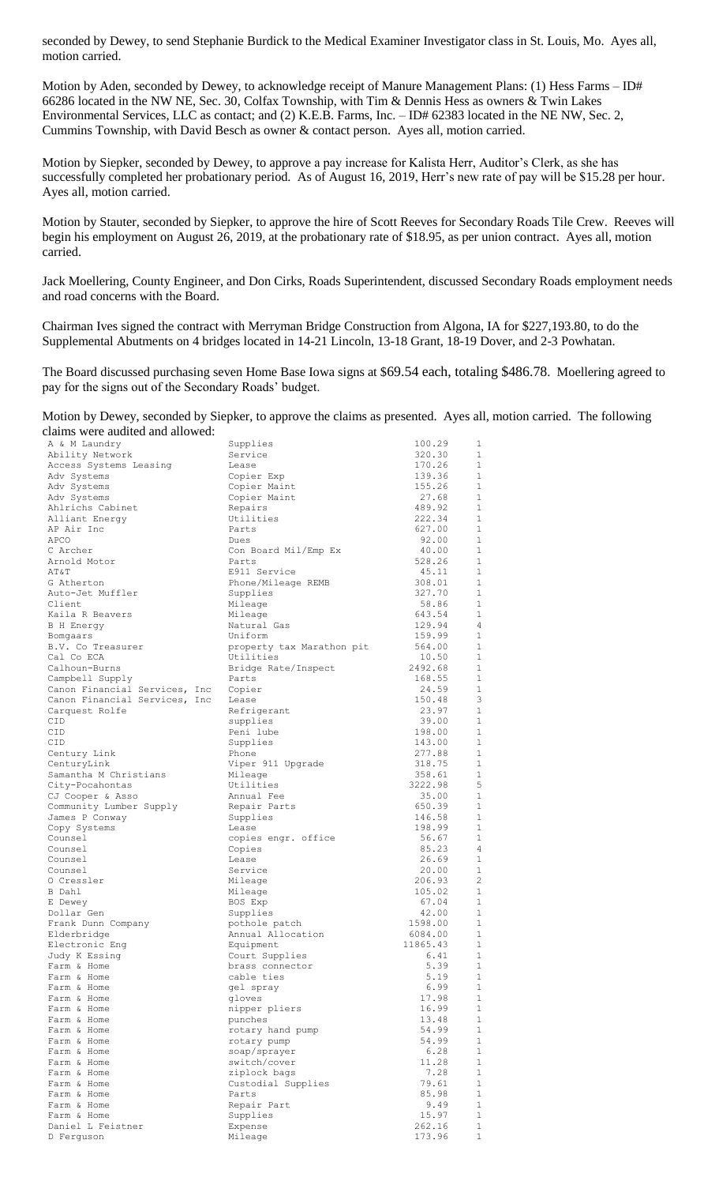seconded by Dewey, to send Stephanie Burdick to the Medical Examiner Investigator class in St. Louis, Mo. Ayes all, motion carried.

Motion by Aden, seconded by Dewey, to acknowledge receipt of Manure Management Plans: (1) Hess Farms – ID# 66286 located in the NW NE, Sec. 30, Colfax Township, with Tim & Dennis Hess as owners & Twin Lakes Environmental Services, LLC as contact; and (2) K.E.B. Farms, Inc. – ID# 62383 located in the NE NW, Sec. 2, Cummins Township, with David Besch as owner & contact person. Ayes all, motion carried.

Motion by Siepker, seconded by Dewey, to approve a pay increase for Kalista Herr, Auditor's Clerk, as she has successfully completed her probationary period. As of August 16, 2019, Herr's new rate of pay will be $15.28 per hour. Ayes all, motion carried.

Motion by Stauter, seconded by Siepker, to approve the hire of Scott Reeves for Secondary Roads Tile Crew. Reeves will begin his employment on August 26, 2019, at the probationary rate of $18.95, as per union contract. Ayes all, motion carried.

Jack Moellering, County Engineer, and Don Cirks, Roads Superintendent, discussed Secondary Roads employment needs and road concerns with the Board.

Chairman Ives signed the contract with Merryman Bridge Construction from Algona, IA for $227,193.80, to do the Supplemental Abutments on 4 bridges located in 14-21 Lincoln, 13-18 Grant, 18-19 Dover, and 2-3 Powhatan.

The Board discussed purchasing seven Home Base Iowa signs at $69.54 each, totaling $486.78. Moellering agreed to pay for the signs out of the Secondary Roads' budget.

Motion by Dewey, seconded by Siepker, to approve the claims as presented. Ayes all, motion carried. The following claims were audited and allowed:

| | | | |
|---|---|---|---|
| A & M Laundry | Supplies | 100.29 | 1 |
| Ability Network | Service | 320.30 | 1 |
| Access Systems Leasing | Lease | 170.26 | 1 |
| Adv Systems | Copier Exp | 139.36 | 1 |
| Adv Systems | Copier Maint | 155.26 | 1 |
| Adv Systems | Copier Maint | 27.68 | 1 |
| Ahlrichs Cabinet | Repairs | 489.92 | 1 |
| Alliant Energy | Utilities | 222.34 | 1 |
| AP Air Inc | Parts | 627.00 | 1 |
| APCO | Dues | 92.00 | 1 |
| C Archer | Con Board Mil/Emp Ex | 40.00 | 1 |
| Arnold Motor | Parts | 528.26 | 1 |
| AT&T | E911 Service | 45.11 | 1 |
| G Atherton | Phone/Mileage REMB | 308.01 | 1 |
| Auto-Jet Muffler | Supplies | 327.70 | 1 |
| Client | Mileage | 58.86 | 1 |
| Kaila R Beavers | Mileage | 643.54 | 1 |
| B H Energy | Natural Gas | 129.94 | 4 |
| Bomgaars | Uniform | 159.99 | 1 |
| B.V. Co Treasurer | property tax Marathon pit | 564.00 | 1 |
| Cal Co ECA | Utilities | 10.50 | 1 |
| Calhoun-Burns | Bridge Rate/Inspect | 2492.68 | 1 |
| Campbell Supply | Parts | 168.55 | 1 |
| Canon Financial Services, Inc | Copier | 24.59 | 1 |
| Canon Financial Services, Inc | Lease | 150.48 | 3 |
| Carquest Rolfe | Refrigerant | 23.97 | 1 |
| CID | supplies | 39.00 | 1 |
| CID | Peni lube | 198.00 | 1 |
| CID | Supplies | 143.00 | 1 |
| Century Link | Phone | 277.88 | 1 |
| CenturyLink | Viper 911 Upgrade | 318.75 | 1 |
| Samantha M Christians | Mileage | 358.61 | 1 |
| City-Pocahontas | Utilities | 3222.98 | 5 |
| CJ Cooper & Asso | Annual Fee | 35.00 | 1 |
| Community Lumber Supply | Repair Parts | 650.39 | 1 |
| James P Conway | Supplies | 146.58 | 1 |
| Copy Systems | Lease | 198.99 | 1 |
| Counsel | copies engr. office | 56.67 | 1 |
| Counsel | Copies | 85.23 | 4 |
| Counsel | Lease | 26.69 | 1 |
| Counsel | Service | 20.00 | 1 |
| O Cressler | Mileage | 206.93 | 2 |
| B Dahl | Mileage | 105.02 | 1 |
| E Dewey | BOS Exp | 67.04 | 1 |
| Dollar Gen | Supplies | 42.00 | 1 |
| Frank Dunn Company | pothole patch | 1598.00 | 1 |
| Elderbridge | Annual Allocation | 6084.00 | 1 |
| Electronic Eng | Equipment | 11865.43 | 1 |
| Judy K Essing | Court Supplies | 6.41 | 1 |
| Farm & Home | brass connector | 5.39 | 1 |
| Farm & Home | cable ties | 5.19 | 1 |
| Farm & Home | gel spray | 6.99 | 1 |
| Farm & Home | gloves | 17.98 | 1 |
| Farm & Home | nipper pliers | 16.99 | 1 |
| Farm & Home | punches | 13.48 | 1 |
| Farm & Home | rotary hand pump | 54.99 | 1 |
| Farm & Home | rotary pump | 54.99 | 1 |
| Farm & Home | soap/sprayer | 6.28 | 1 |
| Farm & Home | switch/cover | 11.28 | 1 |
| Farm & Home | ziplock bags | 7.28 | 1 |
| Farm & Home | Custodial Supplies | 79.61 | 1 |
| Farm & Home | Parts | 85.98 | 1 |
| Farm & Home | Repair Part | 9.49 | 1 |
| Farm & Home | Supplies | 15.97 | 1 |
| Daniel L Feistner | Expense | 262.16 | 1 |
| D Ferguson | Mileage | 173.96 | 1 |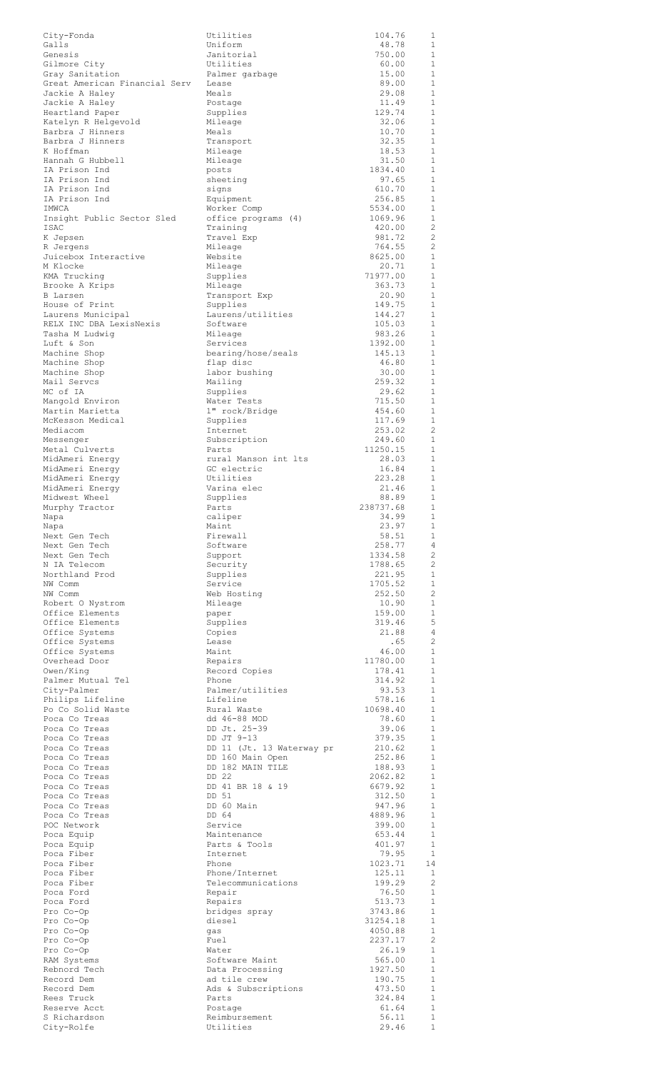| | | | |
|---|---|---|---|
| City-Fonda | Utilities | 104.76 | 1 |
| Galls | Uniform | 48.78 | 1 |
| Genesis | Janitorial | 750.00 | 1 |
| Gilmore City | Utilities | 60.00 | 1 |
| Gray Sanitation | Palmer garbage | 15.00 | 1 |
| Great American Financial Serv | Lease | 89.00 | 1 |
| Jackie A Haley | Meals | 29.08 | 1 |
| Jackie A Haley | Postage | 11.49 | 1 |
| Heartland Paper | Supplies | 129.74 | 1 |
| Katelyn R Helgevold | Mileage | 32.06 | 1 |
| Barbra J Hinners | Meals | 10.70 | 1 |
| Barbra J Hinners | Transport | 32.35 | 1 |
| K Hoffman | Mileage | 18.53 | 1 |
| Hannah G Hubbell | Mileage | 31.50 | 1 |
| IA Prison Ind | posts | 1834.40 | 1 |
| IA Prison Ind | sheeting | 97.65 | 1 |
| IA Prison Ind | signs | 610.70 | 1 |
| IA Prison Ind | Equipment | 256.85 | 1 |
| IMWCA | Worker Comp | 5534.00 | 1 |
| Insight Public Sector Sled | office programs (4) | 1069.96 | 1 |
| ISAC | Training | 420.00 | 2 |
| K Jepsen | Travel Exp | 981.72 | 2 |
| R Jergens | Mileage | 764.55 | 2 |
| Juicebox Interactive | Website | 8625.00 | 1 |
| M Klocke | Mileage | 20.71 | 1 |
| KMA Trucking | Supplies | 71977.00 | 1 |
| Brooke A Krips | Mileage | 363.73 | 1 |
| B Larsen | Transport Exp | 20.90 | 1 |
| House of Print | Supplies | 149.75 | 1 |
| Laurens Municipal | Laurens/utilities | 144.27 | 1 |
| RELX INC DBA LexisNexis | Software | 105.03 | 1 |
| Tasha M Ludwig | Mileage | 983.26 | 1 |
| Luft & Son | Services | 1392.00 | 1 |
| Machine Shop | bearing/hose/seals | 145.13 | 1 |
| Machine Shop | flap disc | 46.80 | 1 |
| Machine Shop | labor bushing | 30.00 | 1 |
| Mail Servcs | Mailing | 259.32 | 1 |
| MC of IA | Supplies | 29.62 | 1 |
| Mangold Environ | Water Tests | 715.50 | 1 |
| Martin Marietta | 1" rock/Bridge | 454.60 | 1 |
| McKesson Medical | Supplies | 117.69 | 1 |
| Mediacom | Internet | 253.02 | 2 |
| Messenger | Subscription | 249.60 | 1 |
| Metal Culverts | Parts | 11250.15 | 1 |
| MidAmeri Energy | rural Manson int lts | 28.03 | 1 |
| MidAmeri Energy | GC electric | 16.84 | 1 |
| MidAmeri Energy | Utilities | 223.28 | 1 |
| MidAmeri Energy | Varina elec | 21.46 | 1 |
| Midwest Wheel | Supplies | 88.89 | 1 |
| Murphy Tractor | Parts | 238737.68 | 1 |
| Napa | caliper | 34.99 | 1 |
| Napa | Maint | 23.97 | 1 |
| Next Gen Tech | Firewall | 58.51 | 1 |
| Next Gen Tech | Software | 258.77 | 4 |
| Next Gen Tech | Support | 1334.58 | 2 |
| N IA Telecom | Security | 1788.65 | 2 |
| Northland Prod | Supplies | 221.95 | 1 |
| NW Comm | Service | 1705.52 | 1 |
| NW Comm | Web Hosting | 252.50 | 2 |
| Robert O Nystrom | Mileage | 10.90 | 1 |
| Office Elements | paper | 159.00 | 1 |
| Office Elements | Supplies | 319.46 | 5 |
| Office Systems | Copies | 21.88 | 4 |
| Office Systems | Lease | .65 | 2 |
| Office Systems | Maint | 46.00 | 1 |
| Overhead Door | Repairs | 11780.00 | 1 |
| Owen/King | Record Copies | 178.41 | 1 |
| Palmer Mutual Tel | Phone | 314.92 | 1 |
| City-Palmer | Palmer/utilities | 93.53 | 1 |
| Philips Lifeline | Lifeline | 578.16 | 1 |
| Po Co Solid Waste | Rural Waste | 10698.40 | 1 |
| Poca Co Treas | dd 46-88 MOD | 78.60 | 1 |
| Poca Co Treas | DD Jt. 25-39 | 39.06 | 1 |
| Poca Co Treas | DD JT 9-13 | 379.35 | 1 |
| Poca Co Treas | DD 11 (Jt. 13 Waterway pr | 210.62 | 1 |
| Poca Co Treas | DD 160 Main Open | 252.86 | 1 |
| Poca Co Treas | DD 182 MAIN TILE | 188.93 | 1 |
| Poca Co Treas | DD 22 | 2062.82 | 1 |
| Poca Co Treas | DD 41 BR 18 & 19 | 6679.92 | 1 |
| Poca Co Treas | DD 51 | 312.50 | 1 |
| Poca Co Treas | DD 60 Main | 947.96 | 1 |
| Poca Co Treas | DD 64 | 4889.96 | 1 |
| POC Network | Service | 399.00 | 1 |
| Poca Equip | Maintenance | 653.44 | 1 |
| Poca Equip | Parts & Tools | 401.97 | 1 |
| Poca Fiber | Internet | 79.95 | 1 |
| Poca Fiber | Phone | 1023.71 | 14 |
| Poca Fiber | Phone/Internet | 125.11 | 1 |
| Poca Fiber | Telecommunications | 199.29 | 2 |
| Poca Ford | Repair | 76.50 | 1 |
| Poca Ford | Repairs | 513.73 | 1 |
| Pro Co-Op | bridges spray | 3743.86 | 1 |
| Pro Co-Op | diesel | 31254.18 | 1 |
| Pro Co-Op | gas | 4050.88 | 1 |
| Pro Co-Op | Fuel | 2237.17 | 2 |
| Pro Co-Op | Water | 26.19 | 1 |
| RAM Systems | Software Maint | 565.00 | 1 |
| Rebnord Tech | Data Processing | 1927.50 | 1 |
| Record Dem | ad tile crew | 190.75 | 1 |
| Record Dem | Ads & Subscriptions | 473.50 | 1 |
| Rees Truck | Parts | 324.84 | 1 |
| Reserve Acct | Postage | 61.64 | 1 |
| S Richardson | Reimbursement | 56.11 | 1 |
| City-Rolfe | Utilities | 29.46 | 1 |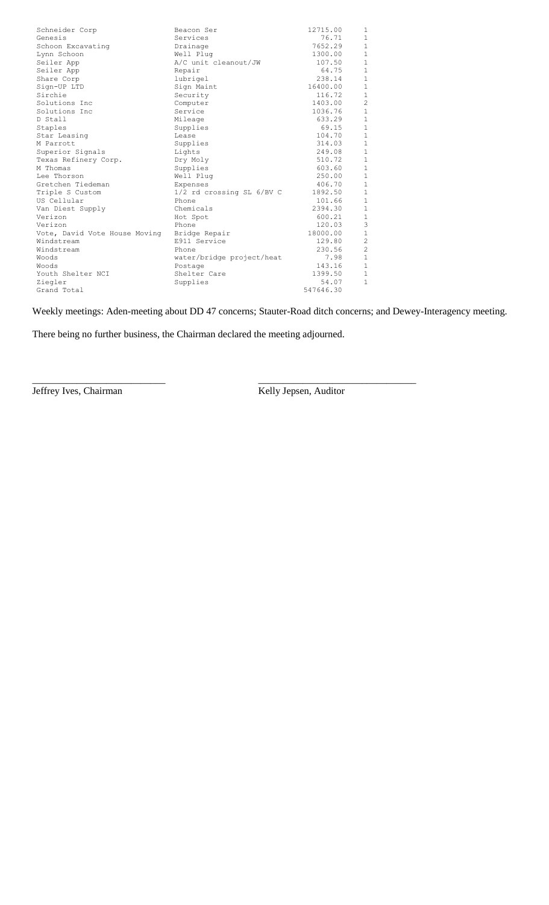| | | | |
|---|---|---|---|
| Schneider Corp | Beacon Ser | 12715.00 | 1 |
| Genesis | Services | 76.71 | 1 |
| Schoon Excavating | Drainage | 7652.29 | 1 |
| Lynn Schoon | Well Plug | 1300.00 | 1 |
| Seiler App | A/C unit cleanout/JW | 107.50 | 1 |
| Seiler App | Repair | 64.75 | 1 |
| Share Corp | lubrigel | 238.14 | 1 |
| Sign-UP LTD | Sign Maint | 16400.00 | 1 |
| Sirchie | Security | 116.72 | 1 |
| Solutions Inc | Computer | 1403.00 | 2 |
| Solutions Inc | Service | 1036.76 | 1 |
| D Stall | Mileage | 633.29 | 1 |
| Staples | Supplies | 69.15 | 1 |
| Star Leasing | Lease | 104.70 | 1 |
| M Parrott | Supplies | 314.03 | 1 |
| Superior Signals | Lights | 249.08 | 1 |
| Texas Refinery Corp. | Dry Moly | 510.72 | 1 |
| M Thomas | Supplies | 603.60 | 1 |
| Lee Thorson | Well Plug | 250.00 | 1 |
| Gretchen Tiedeman | Expenses | 406.70 | 1 |
| Triple S Custom | 1/2 rd crossing SL 6/BV C | 1892.50 | 1 |
| US Cellular | Phone | 101.66 | 1 |
| Van Diest Supply | Chemicals | 2394.30 | 1 |
| Verizon | Hot Spot | 600.21 | 1 |
| Verizon | Phone | 120.03 | 3 |
| Vote, David Vote House Moving | Bridge Repair | 18000.00 | 1 |
| Windstream | E911 Service | 129.80 | 2 |
| Windstream | Phone | 230.56 | 2 |
| Woods | water/bridge project/heat | 7.98 | 1 |
| Woods | Postage | 143.16 | 1 |
| Youth Shelter NCI | Shelter Care | 1399.50 | 1 |
| Ziegler | Supplies | 54.07 | 1 |
| Grand Total | | 547646.30 | |

Weekly meetings: Aden-meeting about DD 47 concerns; Stauter-Road ditch concerns; and Dewey-Interagency meeting.

There being no further business, the Chairman declared the meeting adjourned.

_________________________ _______________________________

Jeffrey Ives, Chairman Kelly Jepsen, Auditor